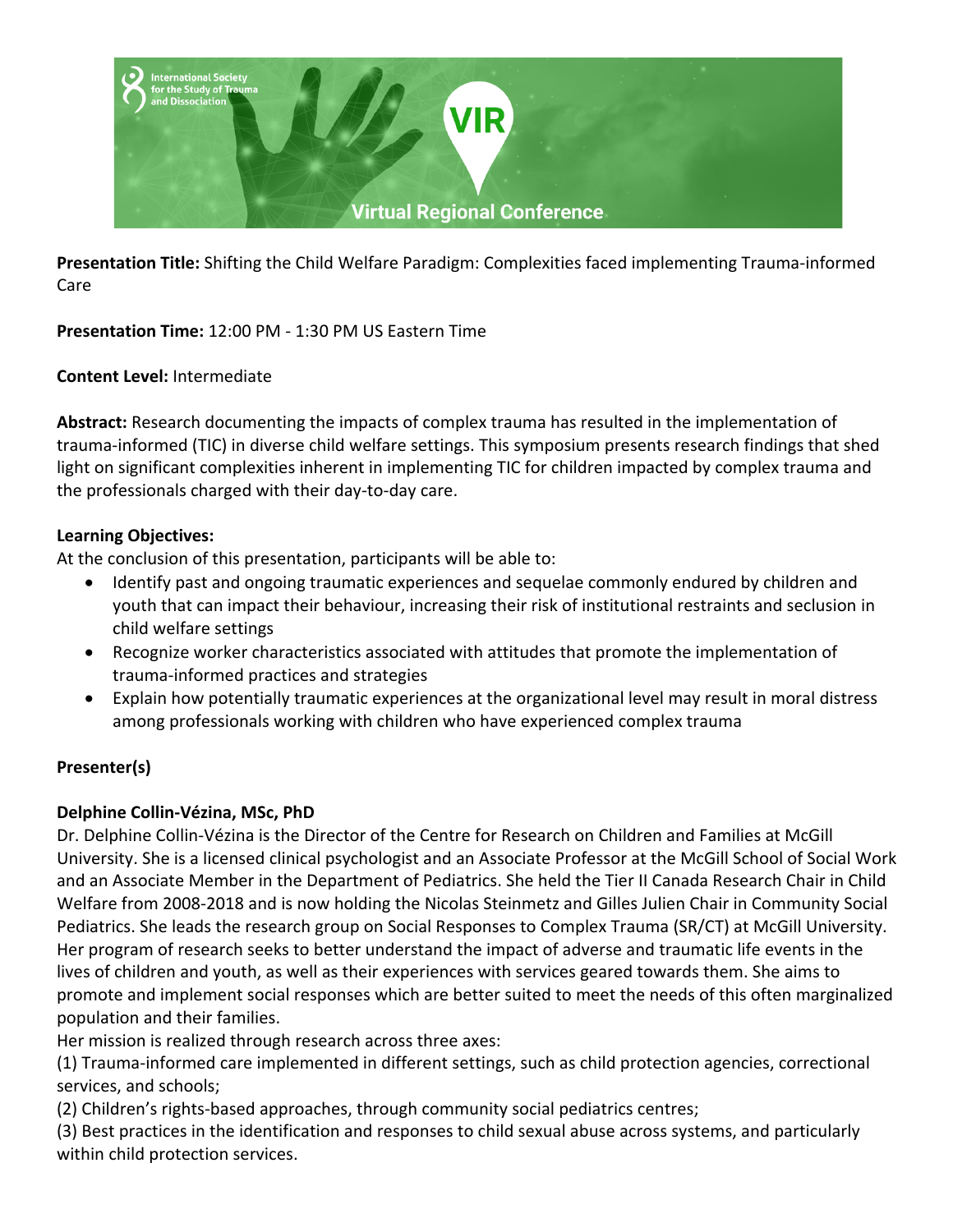**Presentation Title:** Shifting the Child Welfare Paradigm: Complexities faced implementing Trauma-informed Care

**Presentation Time:** 12:00 PM - 1:30 PM US Eastern Time

**Content Level:** Intermediate

**Abstract:** Research documenting the impacts of complex trauma has resulted in the implementation of trauma-informed (TIC) in diverse child welfare settings. This symposium presents research findings that shed light on significant complexities inherent in implementing TIC for children impacted by complex trauma and the professionals charged with their day-to-day care.

**Learning Objectives:**

At the conclusion of this presentation, participants will be able to:

- Identify past and ongoing traumatic experiences and sequelae commonly endured by children and youth that can impact their behaviour, increasing their risk of institutional restraints and seclusion in child welfare settings
- Recognize worker characteristics associated with attitudes that promote the implementation of trauma-informed practices and strategies
- Explain how potentially traumatic experiences at the organizational level may result in moral distress among professionals working with children who have experienced complex trauma

**Presenter(s)**

**Delphine Collin-Vézina, MSc, PhD**

Dr. Delphine Collin-Vézina is the Director of the Centre for Research on Children and Families at McGill University. She is a licensed clinical psychologist and an Associate Professor at the McGill School of Social Work and an Associate Member in the Department of Pediatrics. She held the Tier II Canada Research Chair in Child Welfare from 2008-2018 and is now holding the Nicolas Steinmetz and Gilles Julien Chair in Community Social Pediatrics. She leads the research group on Social Responses to Complex Trauma (SR/CT) at McGill University. Her program of research seeks to better understand the impact of adverse and traumatic life events in the lives of children and youth, as well as their experiences with services geared towards them. She aims to promote and implement social responses which are better suited to meet the needs of this often marginalized population and their families.

Her mission is realized through research across three axes:

(1) Trauma-informed care implemented in different settings, such as child protection agencies, correctional services, and schools;

(2) Children's rights-based approaches, through community social pediatrics centres;

(3) Best practices in the identification and responses to child sexual abuse across systems, and particularly within child protection services.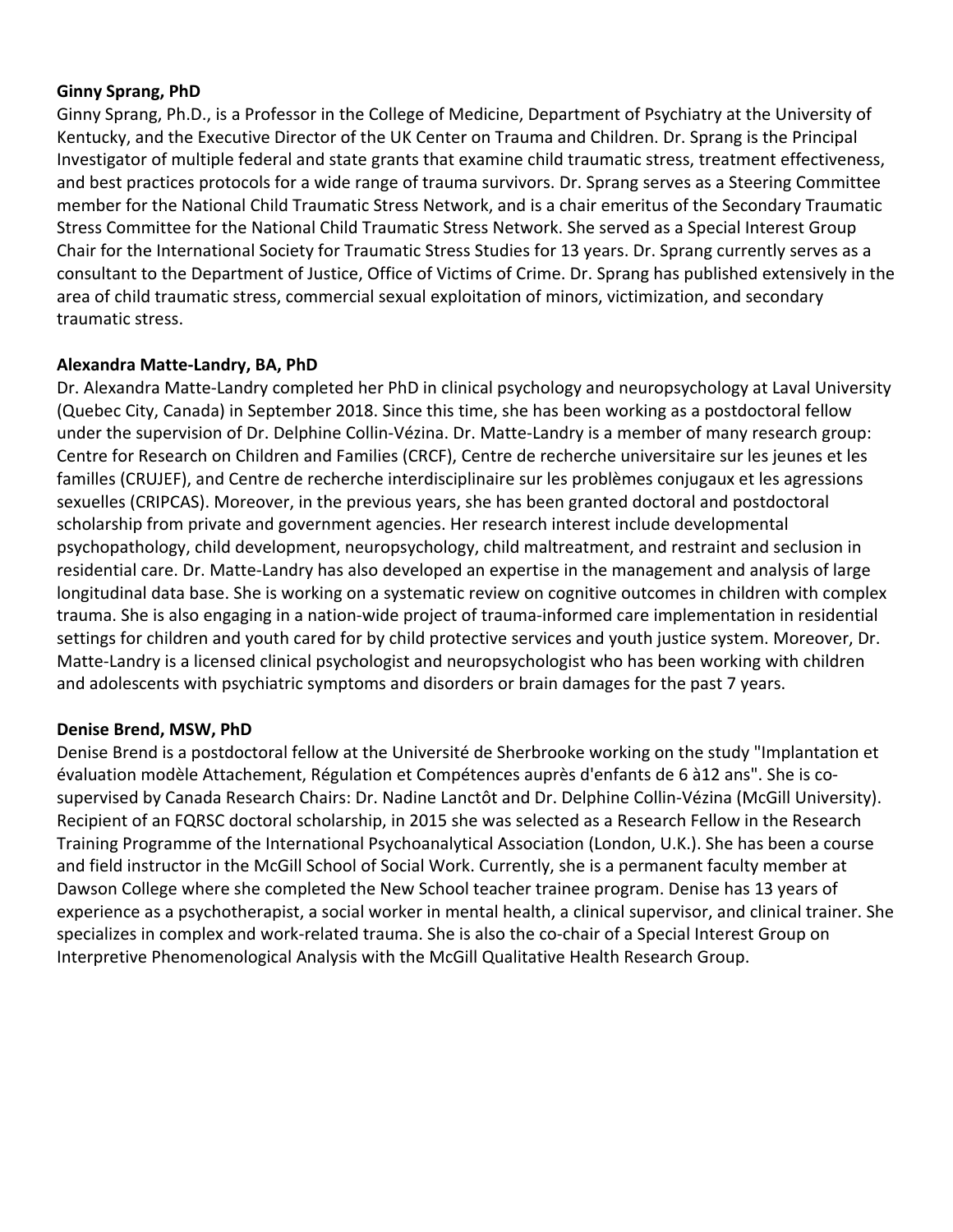**Ginny Sprang, PhD**

Ginny Sprang, Ph.D., is a Professor in the College of Medicine, Department of Psychiatry at the University of Kentucky, and the Executive Director of the UK Center on Trauma and Children. Dr. Sprang is the Principal Investigator of multiple federal and state grants that examine child traumatic stress, treatment effectiveness, and best practices protocols for a wide range of trauma survivors. Dr. Sprang serves as a Steering Committee member for the National Child Traumatic Stress Network, and is a chair emeritus of the Secondary Traumatic Stress Committee for the National Child Traumatic Stress Network. She served as a Special Interest Group Chair for the International Society for Traumatic Stress Studies for 13 years. Dr. Sprang currently serves as a consultant to the Department of Justice, Office of Victims of Crime. Dr. Sprang has published extensively in the area of child traumatic stress, commercial sexual exploitation of minors, victimization, and secondary traumatic stress.

**Alexandra Matte-Landry, BA, PhD**

Dr. Alexandra Matte-Landry completed her PhD in clinical psychology and neuropsychology at Laval University (Quebec City, Canada) in September 2018. Since this time, she has been working as a postdoctoral fellow under the supervision of Dr. Delphine Collin-Vézina. Dr. Matte-Landry is a member of many research group: Centre for Research on Children and Families (CRCF), Centre de recherche universitaire sur les jeunes et les familles (CRUJEF), and Centre de recherche interdisciplinaire sur les problèmes conjugaux et les agressions sexuelles (CRIPCAS). Moreover, in the previous years, she has been granted doctoral and postdoctoral scholarship from private and government agencies. Her research interest include developmental psychopathology, child development, neuropsychology, child maltreatment, and restraint and seclusion in residential care. Dr. Matte-Landry has also developed an expertise in the management and analysis of large longitudinal data base. She is working on a systematic review on cognitive outcomes in children with complex trauma. She is also engaging in a nation-wide project of trauma-informed care implementation in residential settings for children and youth cared for by child protective services and youth justice system. Moreover, Dr. Matte-Landry is a licensed clinical psychologist and neuropsychologist who has been working with children and adolescents with psychiatric symptoms and disorders or brain damages for the past 7 years.

**Denise Brend, MSW, PhD**

Denise Brend is a postdoctoral fellow at the Université de Sherbrooke working on the study "Implantation et évaluation modèle Attachement, Régulation et Compétences auprès d'enfants de 6 à12 ans". She is co-supervised by Canada Research Chairs: Dr. Nadine Lanctôt and Dr. Delphine Collin-Vézina (McGill University). Recipient of an FQRSC doctoral scholarship, in 2015 she was selected as a Research Fellow in the Research Training Programme of the International Psychoanalytical Association (London, U.K.). She has been a course and field instructor in the McGill School of Social Work. Currently, she is a permanent faculty member at Dawson College where she completed the New School teacher trainee program. Denise has 13 years of experience as a psychotherapist, a social worker in mental health, a clinical supervisor, and clinical trainer. She specializes in complex and work-related trauma. She is also the co-chair of a Special Interest Group on Interpretive Phenomenological Analysis with the McGill Qualitative Health Research Group.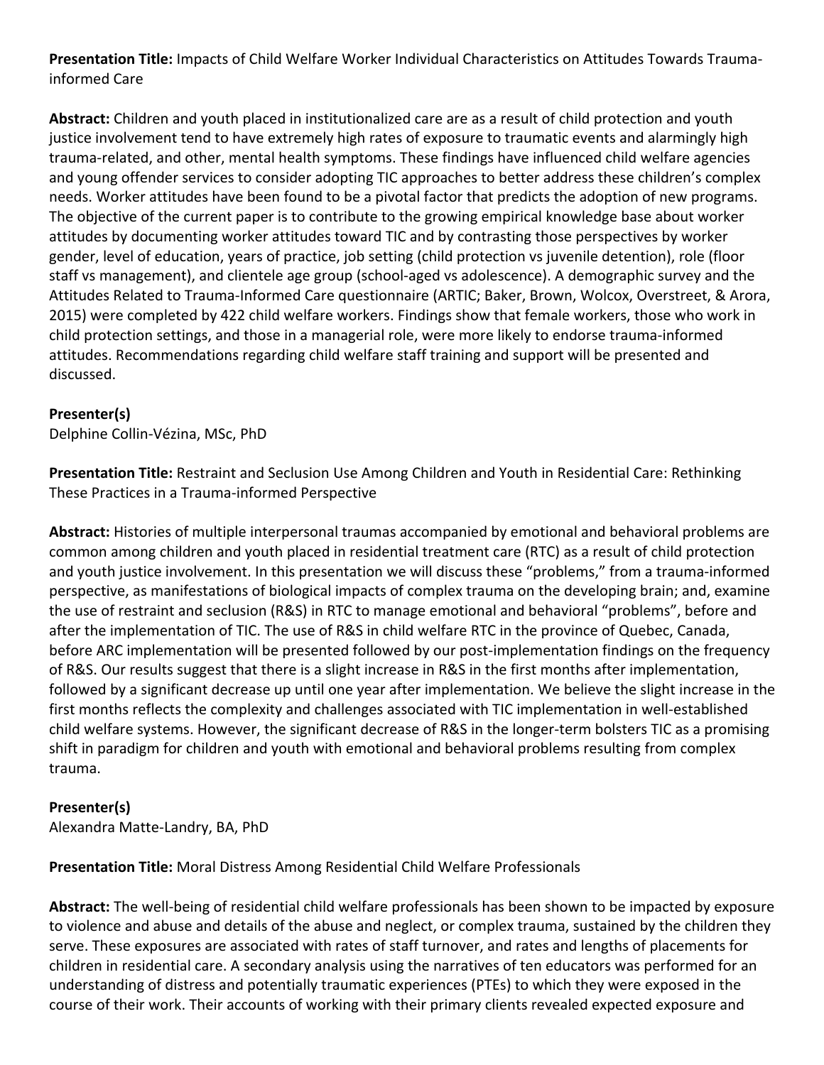**Presentation Title:** Impacts of Child Welfare Worker Individual Characteristics on Attitudes Towards Trauma-informed Care

**Abstract:** Children and youth placed in institutionalized care are as a result of child protection and youth justice involvement tend to have extremely high rates of exposure to traumatic events and alarmingly high trauma-related, and other, mental health symptoms. These findings have influenced child welfare agencies and young offender services to consider adopting TIC approaches to better address these children's complex needs. Worker attitudes have been found to be a pivotal factor that predicts the adoption of new programs. The objective of the current paper is to contribute to the growing empirical knowledge base about worker attitudes by documenting worker attitudes toward TIC and by contrasting those perspectives by worker gender, level of education, years of practice, job setting (child protection vs juvenile detention), role (floor staff vs management), and clientele age group (school-aged vs adolescence). A demographic survey and the Attitudes Related to Trauma-Informed Care questionnaire (ARTIC; Baker, Brown, Wolcox, Overstreet, & Arora, 2015) were completed by 422 child welfare workers. Findings show that female workers, those who work in child protection settings, and those in a managerial role, were more likely to endorse trauma-informed attitudes. Recommendations regarding child welfare staff training and support will be presented and discussed.

**Presenter(s)**
Delphine Collin-Vézina, MSc, PhD

**Presentation Title:** Restraint and Seclusion Use Among Children and Youth in Residential Care: Rethinking These Practices in a Trauma-informed Perspective

**Abstract:** Histories of multiple interpersonal traumas accompanied by emotional and behavioral problems are common among children and youth placed in residential treatment care (RTC) as a result of child protection and youth justice involvement. In this presentation we will discuss these "problems," from a trauma-informed perspective, as manifestations of biological impacts of complex trauma on the developing brain; and, examine the use of restraint and seclusion (R&S) in RTC to manage emotional and behavioral "problems", before and after the implementation of TIC. The use of R&S in child welfare RTC in the province of Quebec, Canada, before ARC implementation will be presented followed by our post-implementation findings on the frequency of R&S. Our results suggest that there is a slight increase in R&S in the first months after implementation, followed by a significant decrease up until one year after implementation. We believe the slight increase in the first months reflects the complexity and challenges associated with TIC implementation in well-established child welfare systems. However, the significant decrease of R&S in the longer-term bolsters TIC as a promising shift in paradigm for children and youth with emotional and behavioral problems resulting from complex trauma.

**Presenter(s)**
Alexandra Matte-Landry, BA, PhD

**Presentation Title:** Moral Distress Among Residential Child Welfare Professionals

**Abstract:** The well-being of residential child welfare professionals has been shown to be impacted by exposure to violence and abuse and details of the abuse and neglect, or complex trauma, sustained by the children they serve. These exposures are associated with rates of staff turnover, and rates and lengths of placements for children in residential care. A secondary analysis using the narratives of ten educators was performed for an understanding of distress and potentially traumatic experiences (PTEs) to which they were exposed in the course of their work. Their accounts of working with their primary clients revealed expected exposure and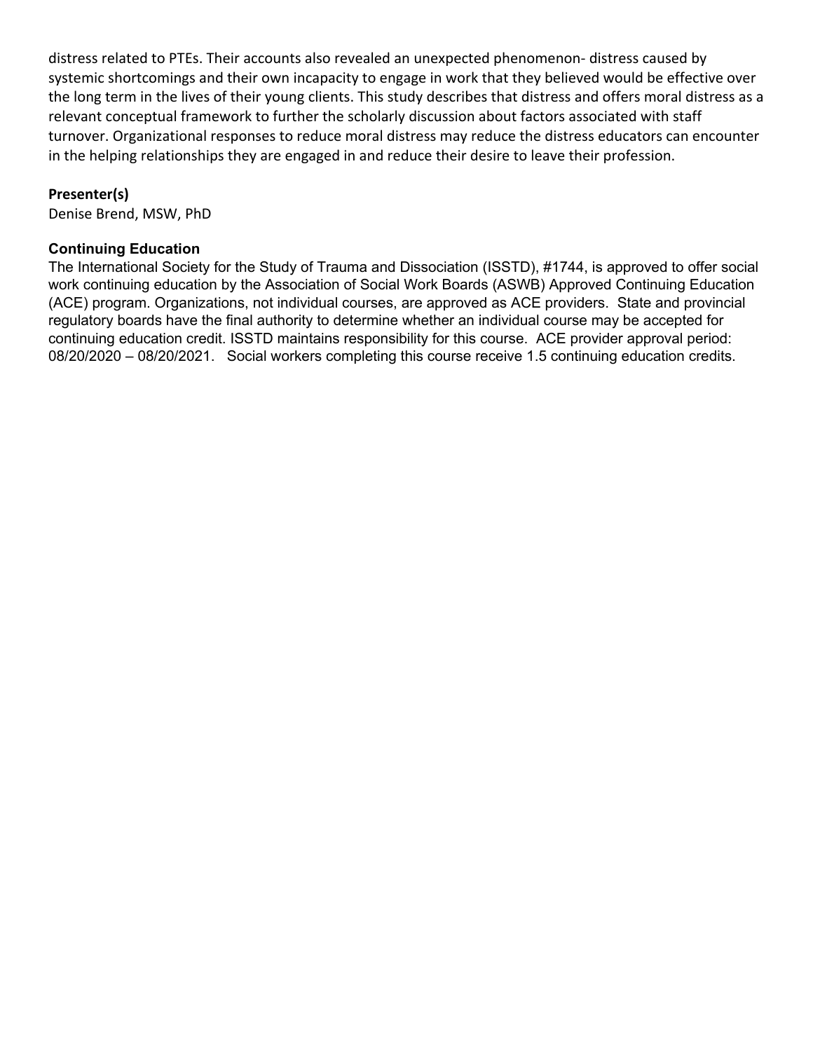distress related to PTEs. Their accounts also revealed an unexpected phenomenon- distress caused by systemic shortcomings and their own incapacity to engage in work that they believed would be effective over the long term in the lives of their young clients. This study describes that distress and offers moral distress as a relevant conceptual framework to further the scholarly discussion about factors associated with staff turnover. Organizational responses to reduce moral distress may reduce the distress educators can encounter in the helping relationships they are engaged in and reduce their desire to leave their profession.

**Presenter(s)**

Denise Brend, MSW, PhD

**Continuing Education**

The International Society for the Study of Trauma and Dissociation (ISSTD), #1744, is approved to offer social work continuing education by the Association of Social Work Boards (ASWB) Approved Continuing Education (ACE) program. Organizations, not individual courses, are approved as ACE providers. State and provincial regulatory boards have the final authority to determine whether an individual course may be accepted for continuing education credit. ISSTD maintains responsibility for this course. ACE provider approval period: 08/20/2020 – 08/20/2021. Social workers completing this course receive 1.5 continuing education credits.